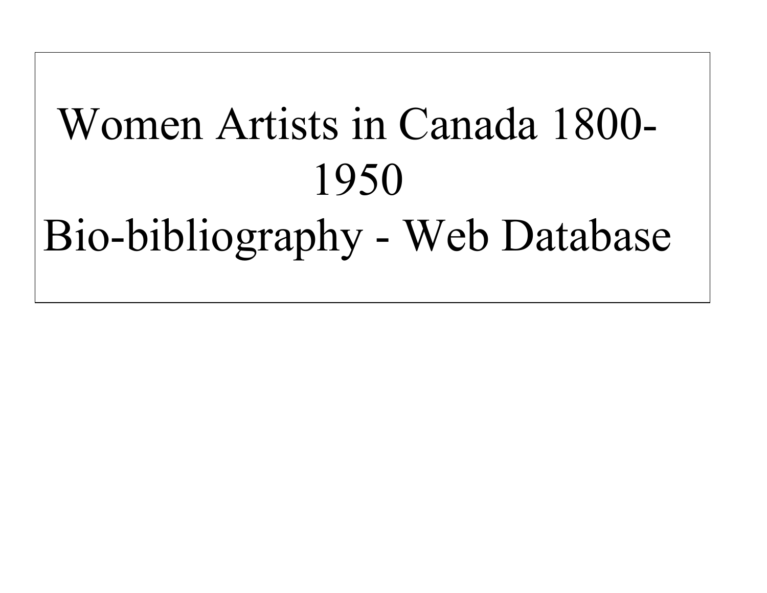# Women Artists in Canada 1800-1950

# Bio-bibliography - Web Database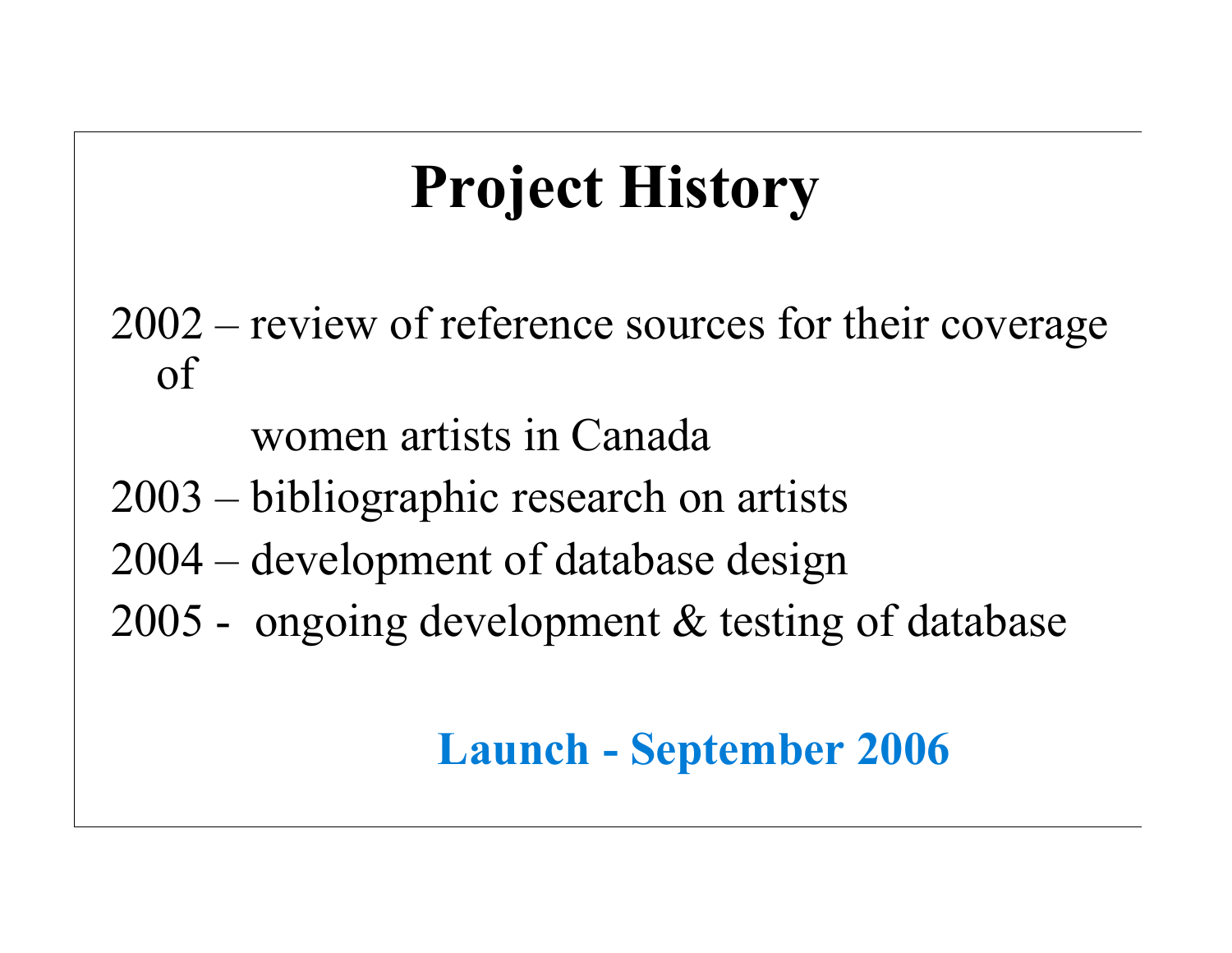# Project History

2002 – review of reference sources for their coverage of women artists in Canada

2003 – bibliographic research on artists

2004 – development of database design

2005 - ongoing development & testing of database

**Launch - September 2006**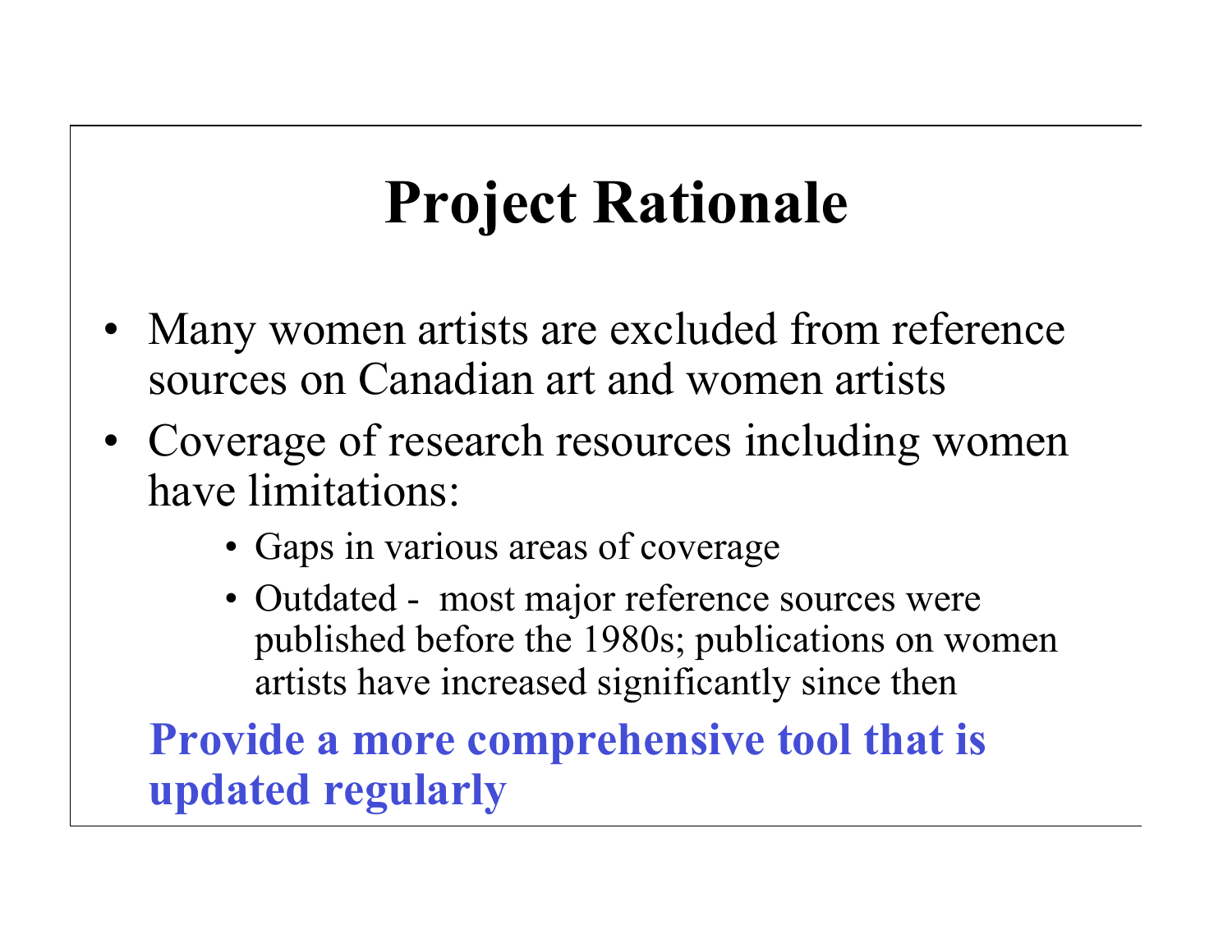# Project Rationale

- Many women artists are excluded from reference sources on Canadian art and women artists
- Coverage of research resources including women have limitations:
  - Gaps in various areas of coverage
  - Outdated - most major reference sources were published before the 1980s; publications on women artists have increased significantly since then

**Provide a more comprehensive tool that is updated regularly**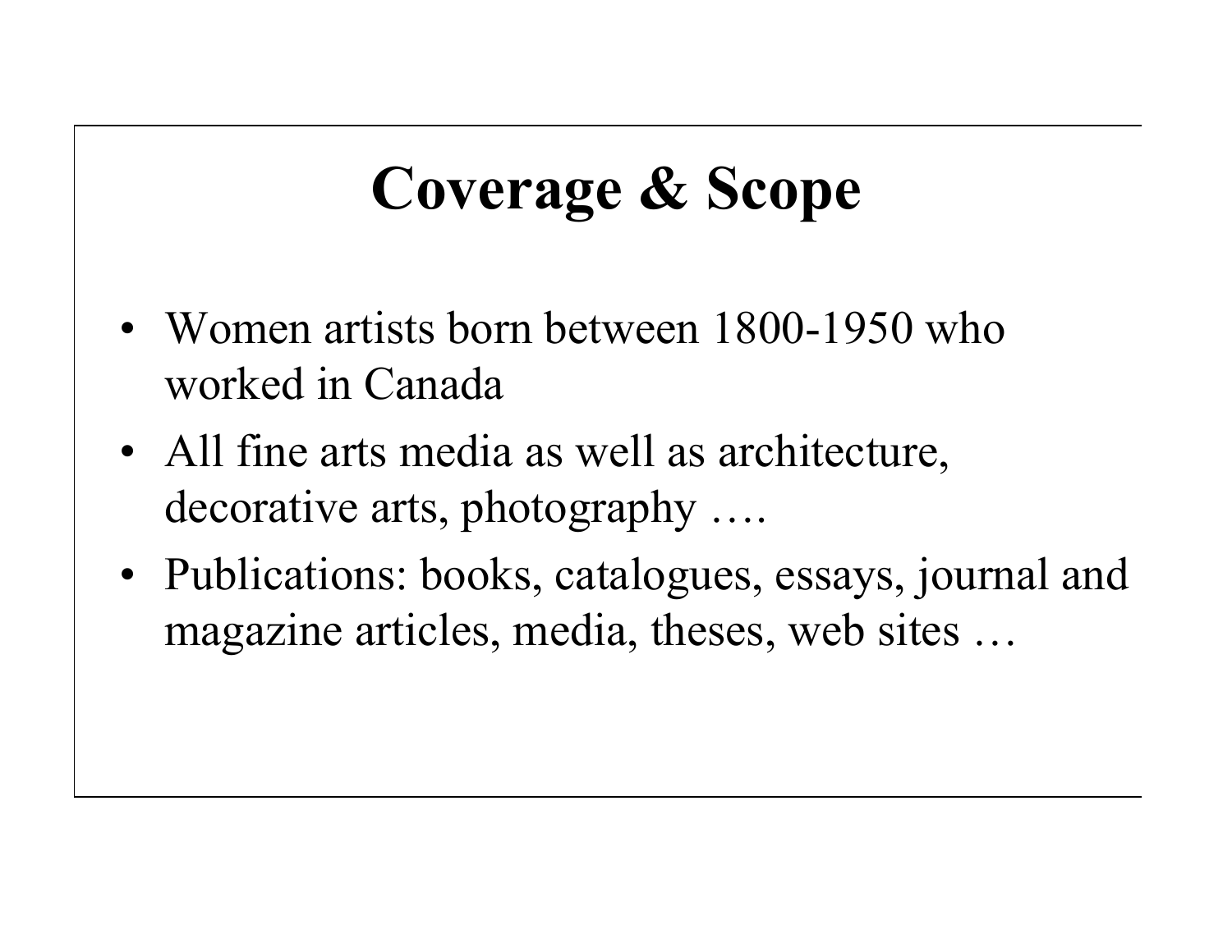# Coverage & Scope

- Women artists born between 1800-1950 who worked in Canada
- All fine arts media as well as architecture, decorative arts, photography ….
- Publications: books, catalogues, essays, journal and magazine articles, media, theses, web sites …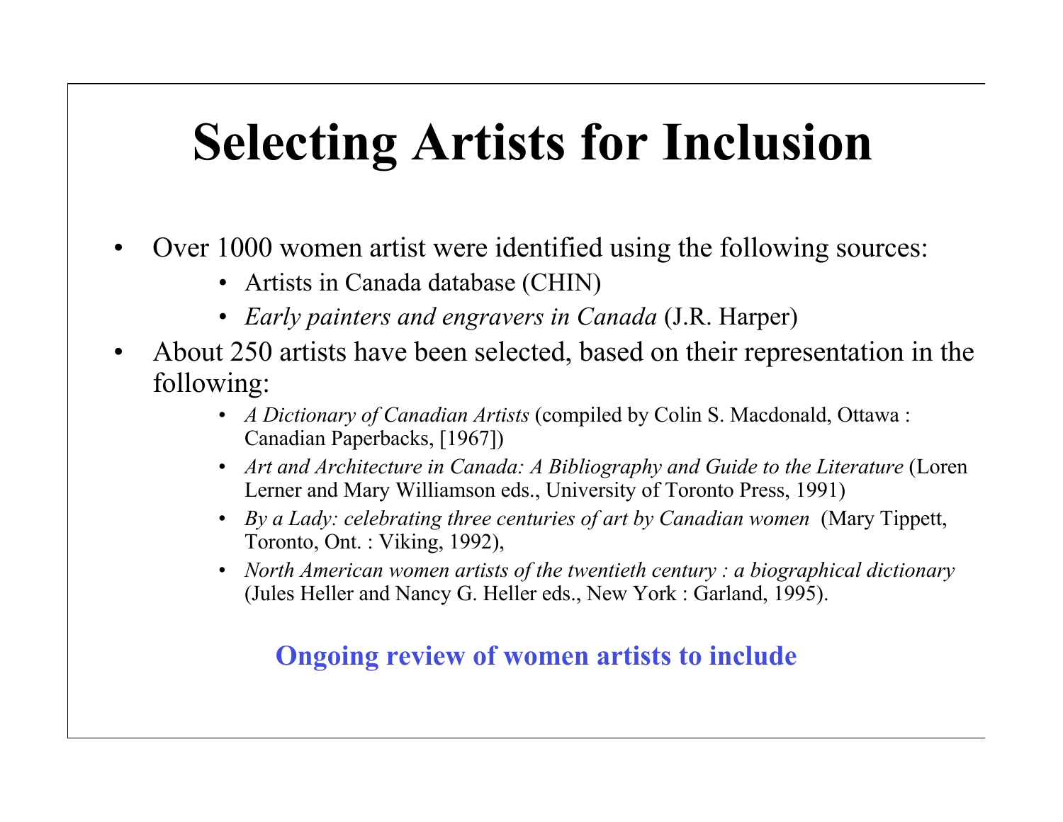# Selecting Artists for Inclusion

- Over 1000 women artist were identified using the following sources:
  - Artists in Canada database (CHIN)
  - *Early painters and engravers in Canada* (J.R. Harper)
- About 250 artists have been selected, based on their representation in the following:
  - *A Dictionary of Canadian Artists* (compiled by Colin S. Macdonald, Ottawa : Canadian Paperbacks, [1967])
  - *Art and Architecture in Canada: A Bibliography and Guide to the Literature* (Loren Lerner and Mary Williamson eds., University of Toronto Press, 1991)
  - *By a Lady: celebrating three centuries of art by Canadian women* (Mary Tippett, Toronto, Ont. : Viking, 1992),
  - *North American women artists of the twentieth century : a biographical dictionary* (Jules Heller and Nancy G. Heller eds., New York : Garland, 1995).

**Ongoing review of women artists to include**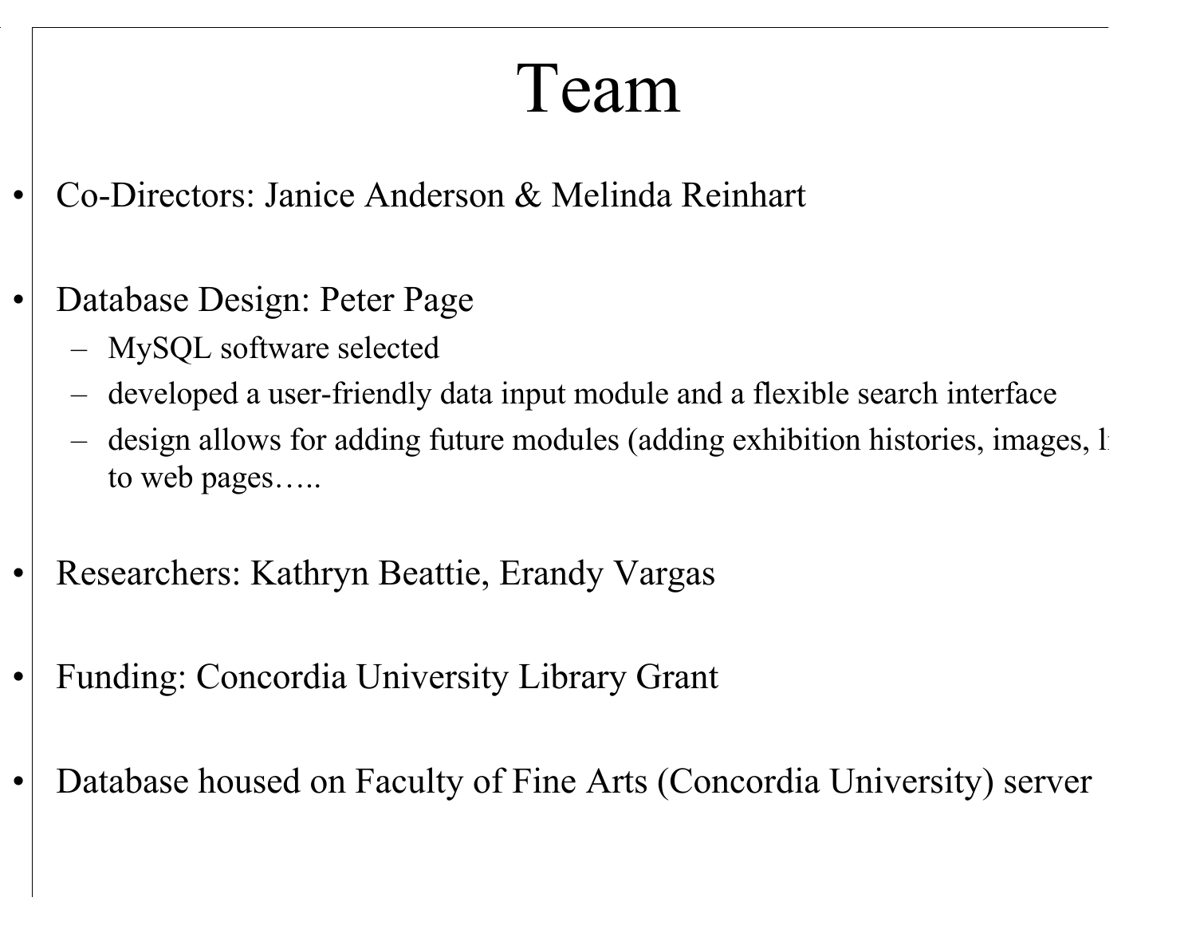# Team

- Co-Directors: Janice Anderson & Melinda Reinhart
- Database Design: Peter Page
  - MySQL software selected
  - developed a user-friendly data input module and a flexible search interface
  - design allows for adding future modules (adding exhibition histories, images, l to web pages…..
- Researchers: Kathryn Beattie, Erandy Vargas
- Funding: Concordia University Library Grant
- Database housed on Faculty of Fine Arts (Concordia University) server